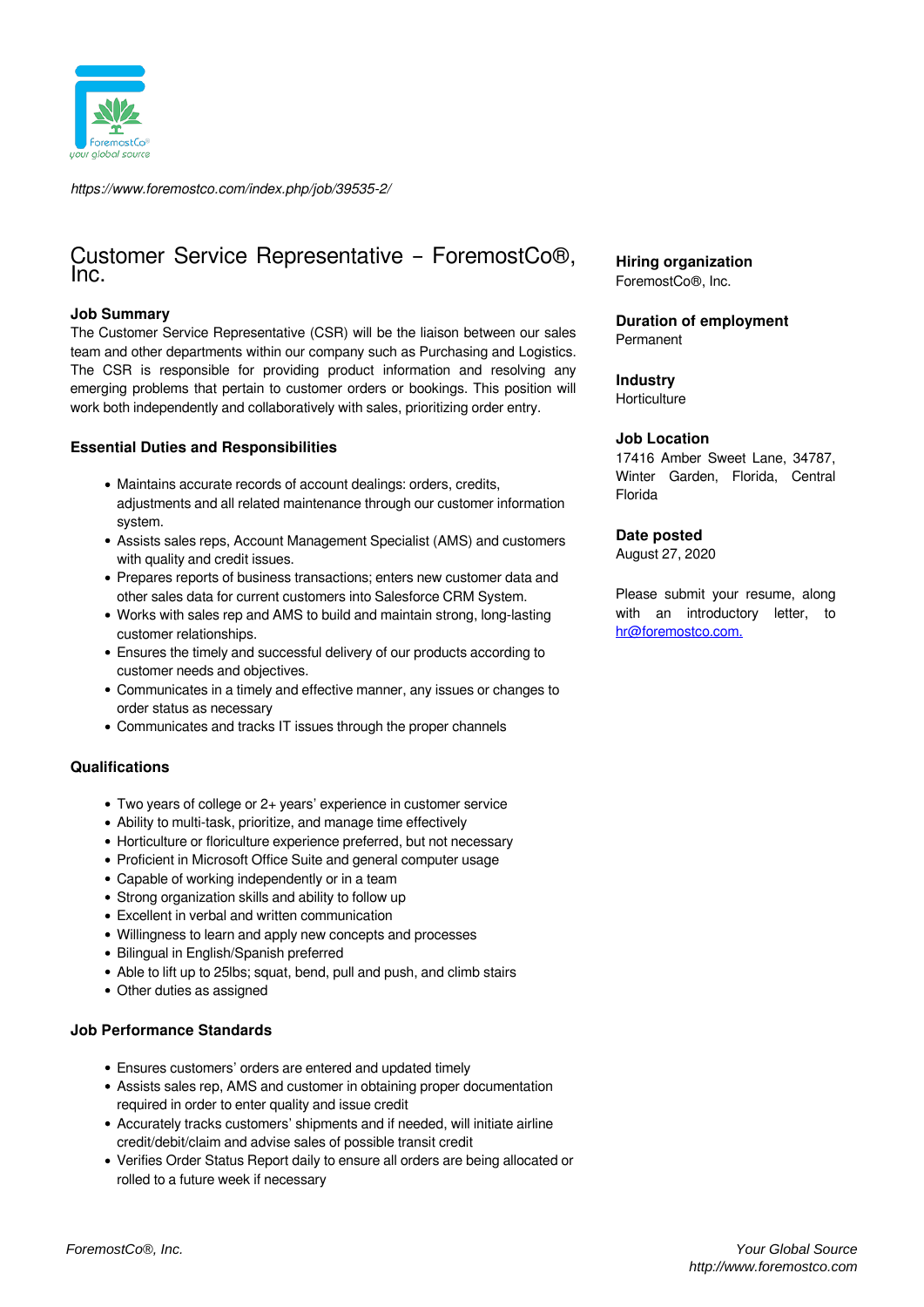https://www.foremostco.com/index.php/job/39535-2/

# Customer Service Representative – ForemostCo®, Inc.

**Hiring organization**
ForemostCo®, Inc.

**Duration of employment**
Permanent

**Industry**
Horticulture

**Job Location**
17416 Amber Sweet Lane, 34787, Winter Garden, Florida, Central Florida

**Date posted**
August 27, 2020

Please submit your resume, along with an introductory letter, to hr@foremostco.com.

### Job Summary

The Customer Service Representative (CSR) will be the liaison between our sales team and other departments within our company such as Purchasing and Logistics. The CSR is responsible for providing product information and resolving any emerging problems that pertain to customer orders or bookings. This position will work both independently and collaboratively with sales, prioritizing order entry.

### Essential Duties and Responsibilities

- Maintains accurate records of account dealings: orders, credits, adjustments and all related maintenance through our customer information system.
- Assists sales reps, Account Management Specialist (AMS) and customers with quality and credit issues.
- Prepares reports of business transactions; enters new customer data and other sales data for current customers into Salesforce CRM System.
- Works with sales rep and AMS to build and maintain strong, long-lasting customer relationships.
- Ensures the timely and successful delivery of our products according to customer needs and objectives.
- Communicates in a timely and effective manner, any issues or changes to order status as necessary
- Communicates and tracks IT issues through the proper channels

### Qualifications

- Two years of college or 2+ years' experience in customer service
- Ability to multi-task, prioritize, and manage time effectively
- Horticulture or floriculture experience preferred, but not necessary
- Proficient in Microsoft Office Suite and general computer usage
- Capable of working independently or in a team
- Strong organization skills and ability to follow up
- Excellent in verbal and written communication
- Willingness to learn and apply new concepts and processes
- Bilingual in English/Spanish preferred
- Able to lift up to 25lbs; squat, bend, pull and push, and climb stairs
- Other duties as assigned

### Job Performance Standards

- Ensures customers' orders are entered and updated timely
- Assists sales rep, AMS and customer in obtaining proper documentation required in order to enter quality and issue credit
- Accurately tracks customers' shipments and if needed, will initiate airline credit/debit/claim and advise sales of possible transit credit
- Verifies Order Status Report daily to ensure all orders are being allocated or rolled to a future week if necessary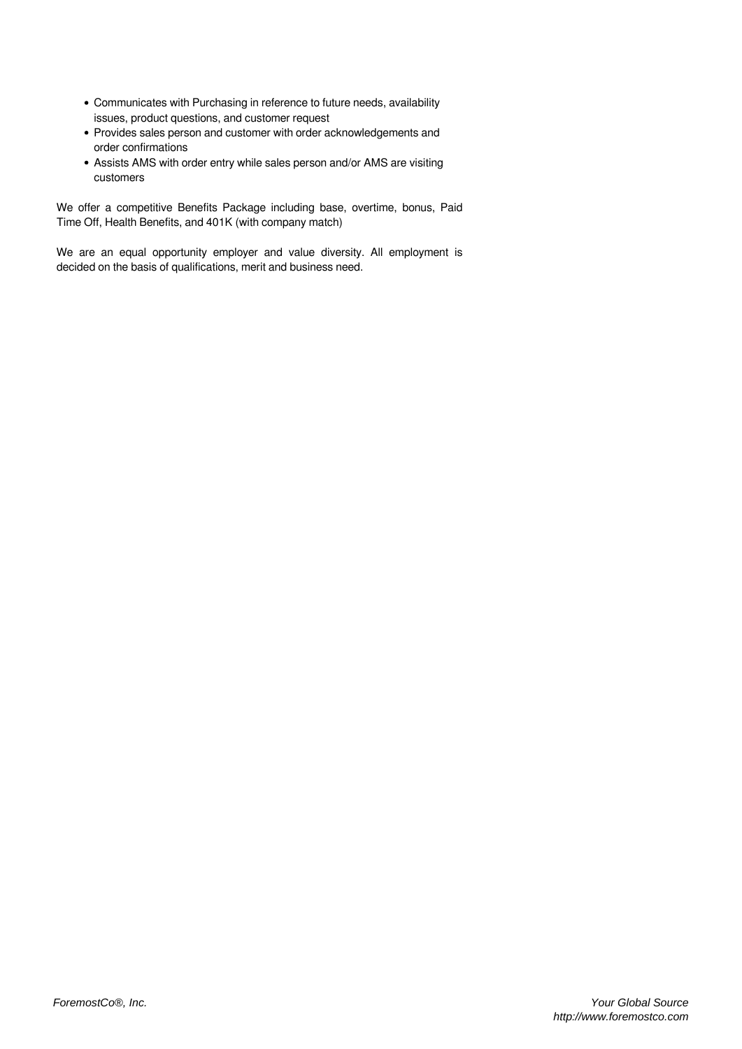- Communicates with Purchasing in reference to future needs, availability issues, product questions, and customer request
- Provides sales person and customer with order acknowledgements and order confirmations
- Assists AMS with order entry while sales person and/or AMS are visiting customers

We offer a competitive Benefits Package including base, overtime, bonus, Paid Time Off, Health Benefits, and 401K (with company match)

We are an equal opportunity employer and value diversity. All employment is decided on the basis of qualifications, merit and business need.